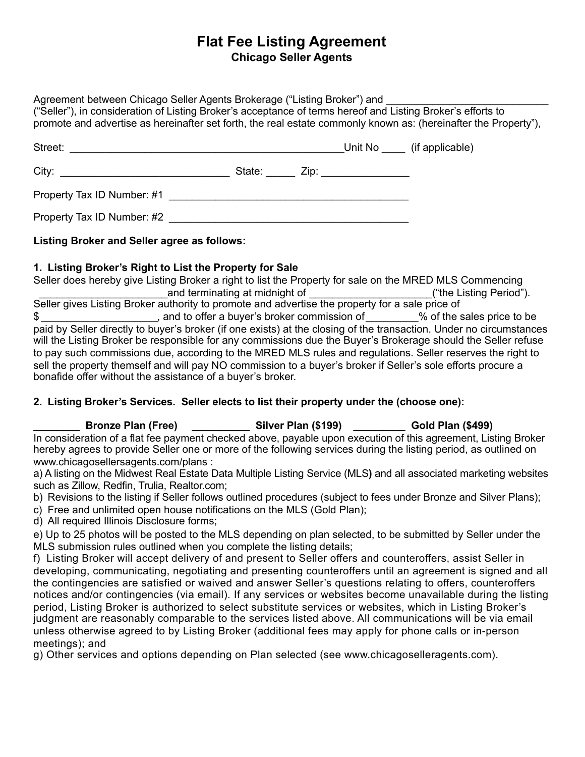# Flat Fee Listing Agreement

## Chicago Seller Agents

Agreement between Chicago Seller Agents Brokerage ("Listing Broker") and ____________________________ ("Seller"), in consideration of Listing Broker's acceptance of terms hereof and Listing Broker's efforts to promote and advertise as hereinafter set forth, the real estate commonly known as: (hereinafter the Property"),

Street: ________________________________________________Unit No ____ (if applicable)

City: _____________________________ State: _____ Zip: _______________

Property Tax ID Number: #1 __________________________________________

Property Tax ID Number: #2 __________________________________________

**Listing Broker and Seller agree as follows:**

**1. Listing Broker's Right to List the Property for Sale**

Seller does hereby give Listing Broker a right to list the Property for sale on the MRED MLS Commencing ______________________and terminating at midnight of _____________________("the Listing Period"). Seller gives Listing Broker authority to promote and advertise the property for a sale price of $ ____________________, and to offer a buyer's broker commission of_________% of the sales price to be paid by Seller directly to buyer's broker (if one exists) at the closing of the transaction. Under no circumstances will the Listing Broker be responsible for any commissions due the Buyer's Brokerage should the Seller refuse to pay such commissions due, according to the MRED MLS rules and regulations. Seller reserves the right to sell the property themself and will pay NO commission to a buyer's broker if Seller's sole efforts procure a bonafide offer without the assistance of a buyer's broker.

**2. Listing Broker's Services. Seller elects to list their property under the (choose one):**

**________ Bronze Plan (Free) __________ Silver Plan ($199) _________ Gold Plan ($499)**

In consideration of a flat fee payment checked above, payable upon execution of this agreement, Listing Broker hereby agrees to provide Seller one or more of the following services during the listing period, as outlined on www.chicagosellersagents.com/plans :

a) A listing on the Midwest Real Estate Data Multiple Listing Service (MLS**)** and all associated marketing websites such as Zillow, Redfin, Trulia, Realtor.com;

b) Revisions to the listing if Seller follows outlined procedures (subject to fees under Bronze and Silver Plans);

c) Free and unlimited open house notifications on the MLS (Gold Plan);

d) All required Illinois Disclosure forms;

e) Up to 25 photos will be posted to the MLS depending on plan selected, to be submitted by Seller under the MLS submission rules outlined when you complete the listing details;

f) Listing Broker will accept delivery of and present to Seller offers and counteroffers, assist Seller in developing, communicating, negotiating and presenting counteroffers until an agreement is signed and all the contingencies are satisfied or waived and answer Seller's questions relating to offers, counteroffers notices and/or contingencies (via email). If any services or websites become unavailable during the listing period, Listing Broker is authorized to select substitute services or websites, which in Listing Broker's judgment are reasonably comparable to the services listed above. All communications will be via email unless otherwise agreed to by Listing Broker (additional fees may apply for phone calls or in-person meetings); and

g) Other services and options depending on Plan selected (see www.chicagoselleragents.com).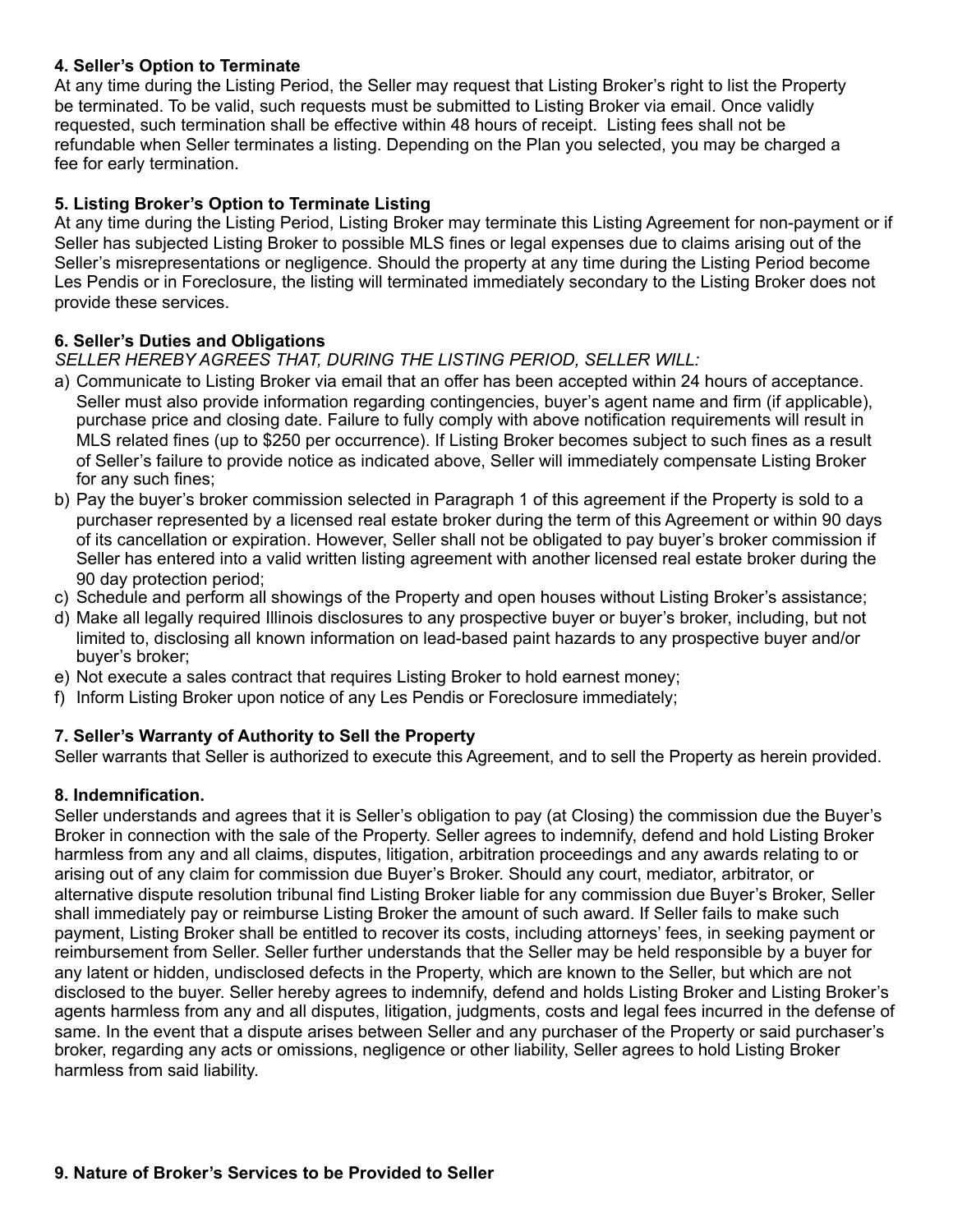**4. Seller's Option to Terminate**
At any time during the Listing Period, the Seller may request that Listing Broker's right to list the Property be terminated. To be valid, such requests must be submitted to Listing Broker via email. Once validly requested, such termination shall be effective within 48 hours of receipt. Listing fees shall not be refundable when Seller terminates a listing. Depending on the Plan you selected, you may be charged a fee for early termination.

**5. Listing Broker's Option to Terminate Listing**
At any time during the Listing Period, Listing Broker may terminate this Listing Agreement for non-payment or if Seller has subjected Listing Broker to possible MLS fines or legal expenses due to claims arising out of the Seller's misrepresentations or negligence. Should the property at any time during the Listing Period become Les Pendis or in Foreclosure, the listing will terminated immediately secondary to the Listing Broker does not provide these services.

**6. Seller's Duties and Obligations**
*SELLER HEREBY AGREES THAT, DURING THE LISTING PERIOD, SELLER WILL:*

a) Communicate to Listing Broker via email that an offer has been accepted within 24 hours of acceptance. Seller must also provide information regarding contingencies, buyer's agent name and firm (if applicable), purchase price and closing date. Failure to fully comply with above notification requirements will result in MLS related fines (up to $250 per occurrence). If Listing Broker becomes subject to such fines as a result of Seller's failure to provide notice as indicated above, Seller will immediately compensate Listing Broker for any such fines;
b) Pay the buyer's broker commission selected in Paragraph 1 of this agreement if the Property is sold to a purchaser represented by a licensed real estate broker during the term of this Agreement or within 90 days of its cancellation or expiration. However, Seller shall not be obligated to pay buyer's broker commission if Seller has entered into a valid written listing agreement with another licensed real estate broker during the 90 day protection period;
c) Schedule and perform all showings of the Property and open houses without Listing Broker's assistance;
d) Make all legally required Illinois disclosures to any prospective buyer or buyer's broker, including, but not limited to, disclosing all known information on lead-based paint hazards to any prospective buyer and/or buyer's broker;
e) Not execute a sales contract that requires Listing Broker to hold earnest money;
f) Inform Listing Broker upon notice of any Les Pendis or Foreclosure immediately;

**7. Seller's Warranty of Authority to Sell the Property**
Seller warrants that Seller is authorized to execute this Agreement, and to sell the Property as herein provided.

**8. Indemnification.**
Seller understands and agrees that it is Seller's obligation to pay (at Closing) the commission due the Buyer's Broker in connection with the sale of the Property. Seller agrees to indemnify, defend and hold Listing Broker harmless from any and all claims, disputes, litigation, arbitration proceedings and any awards relating to or arising out of any claim for commission due Buyer's Broker. Should any court, mediator, arbitrator, or alternative dispute resolution tribunal find Listing Broker liable for any commission due Buyer's Broker, Seller shall immediately pay or reimburse Listing Broker the amount of such award. If Seller fails to make such payment, Listing Broker shall be entitled to recover its costs, including attorneys' fees, in seeking payment or reimbursement from Seller. Seller further understands that the Seller may be held responsible by a buyer for any latent or hidden, undisclosed defects in the Property, which are known to the Seller, but which are not disclosed to the buyer. Seller hereby agrees to indemnify, defend and holds Listing Broker and Listing Broker's agents harmless from any and all disputes, litigation, judgments, costs and legal fees incurred in the defense of same. In the event that a dispute arises between Seller and any purchaser of the Property or said purchaser's broker, regarding any acts or omissions, negligence or other liability, Seller agrees to hold Listing Broker harmless from said liability.

**9. Nature of Broker's Services to be Provided to Seller**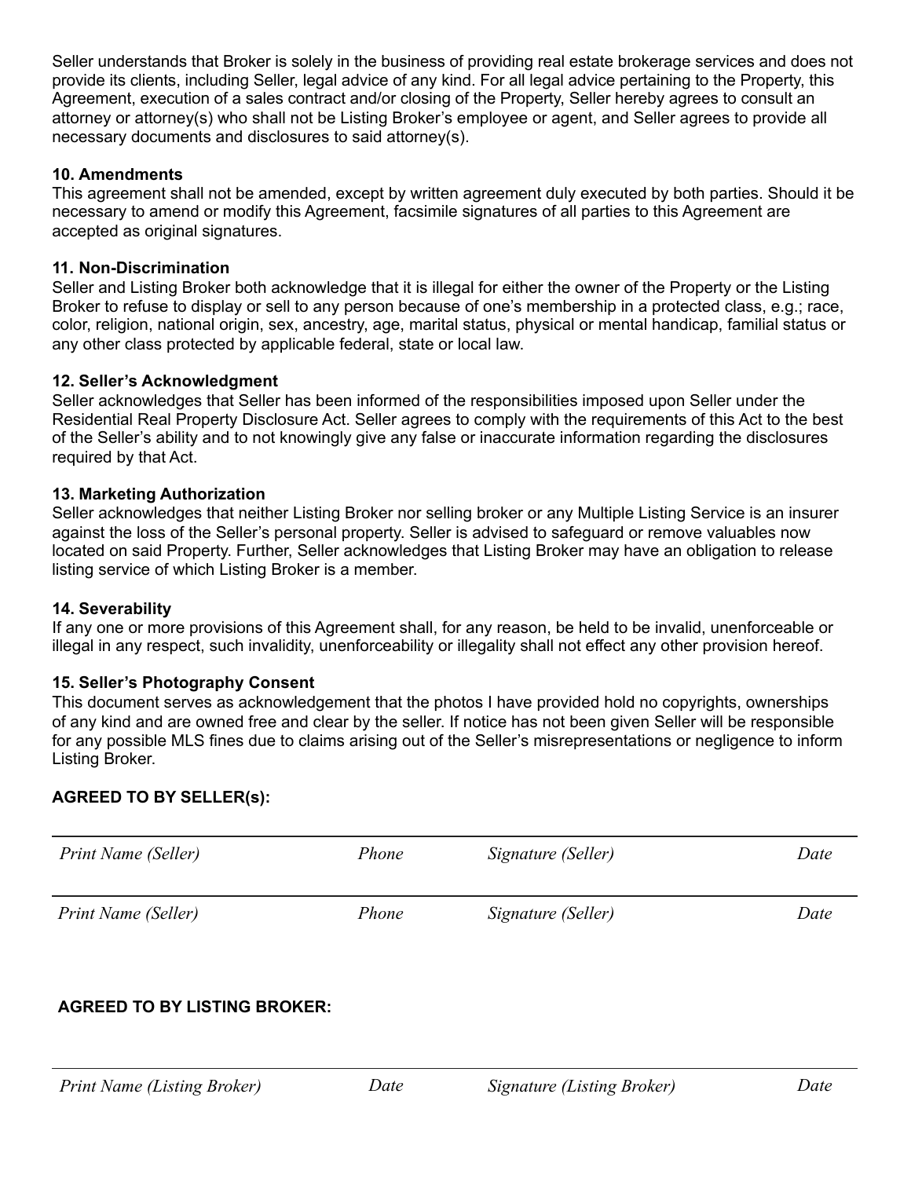Seller understands that Broker is solely in the business of providing real estate brokerage services and does not provide its clients, including Seller, legal advice of any kind. For all legal advice pertaining to the Property, this Agreement, execution of a sales contract and/or closing of the Property, Seller hereby agrees to consult an attorney or attorney(s) who shall not be Listing Broker's employee or agent, and Seller agrees to provide all necessary documents and disclosures to said attorney(s).

**10. Amendments**

This agreement shall not be amended, except by written agreement duly executed by both parties. Should it be necessary to amend or modify this Agreement, facsimile signatures of all parties to this Agreement are accepted as original signatures.

**11. Non-Discrimination**

Seller and Listing Broker both acknowledge that it is illegal for either the owner of the Property or the Listing Broker to refuse to display or sell to any person because of one's membership in a protected class, e.g.; race, color, religion, national origin, sex, ancestry, age, marital status, physical or mental handicap, familial status or any other class protected by applicable federal, state or local law.

**12. Seller's Acknowledgment**

Seller acknowledges that Seller has been informed of the responsibilities imposed upon Seller under the Residential Real Property Disclosure Act. Seller agrees to comply with the requirements of this Act to the best of the Seller's ability and to not knowingly give any false or inaccurate information regarding the disclosures required by that Act.

**13. Marketing Authorization**

Seller acknowledges that neither Listing Broker nor selling broker or any Multiple Listing Service is an insurer against the loss of the Seller's personal property. Seller is advised to safeguard or remove valuables now located on said Property. Further, Seller acknowledges that Listing Broker may have an obligation to release listing service of which Listing Broker is a member.

**14. Severability**

If any one or more provisions of this Agreement shall, for any reason, be held to be invalid, unenforceable or illegal in any respect, such invalidity, unenforceability or illegality shall not effect any other provision hereof.

**15. Seller's Photography Consent**

This document serves as acknowledgement that the photos I have provided hold no copyrights, ownerships of any kind and are owned free and clear by the seller. If notice has not been given Seller will be responsible for any possible MLS fines due to claims arising out of the Seller's misrepresentations or negligence to inform Listing Broker.

**AGREED TO BY SELLER(s):**

*Print Name (Seller)* | *Phone* | *Signature (Seller)* | *Date*

*Print Name (Seller)* | *Phone* | *Signature (Seller)* | *Date*

**AGREED TO BY LISTING BROKER:**

*Print Name (Listing Broker)* | *Date* | *Signature (Listing Broker)* | *Date*